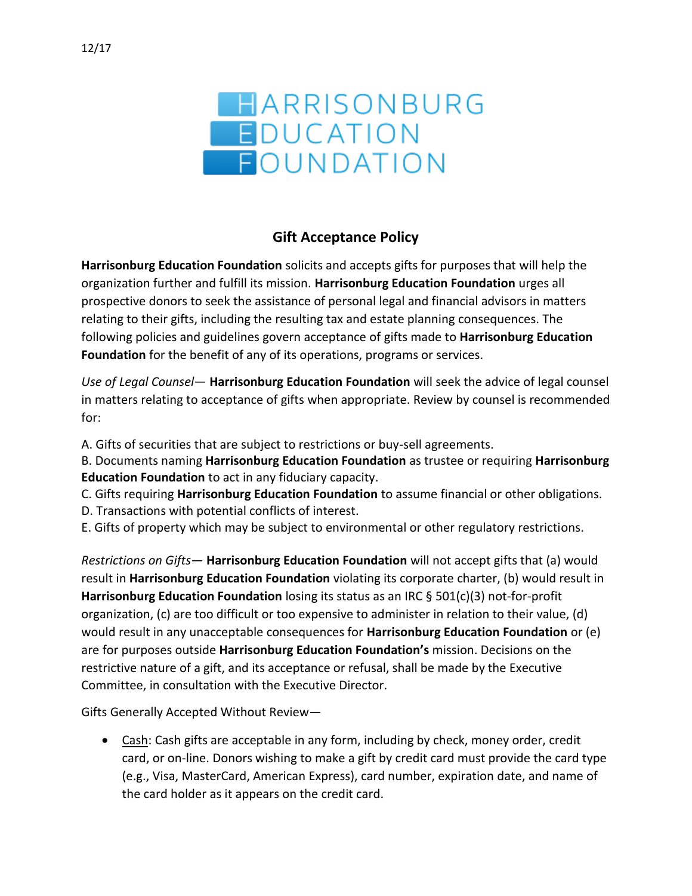12/17

HARRISONBURG EDUCATION FOUNDATION

## Gift Acceptance Policy

**Harrisonburg Education Foundation** solicits and accepts gifts for purposes that will help the organization further and fulfill its mission. **Harrisonburg Education Foundation** urges all prospective donors to seek the assistance of personal legal and financial advisors in matters relating to their gifts, including the resulting tax and estate planning consequences. The following policies and guidelines govern acceptance of gifts made to **Harrisonburg Education Foundation** for the benefit of any of its operations, programs or services.

*Use of Legal Counsel*— **Harrisonburg Education Foundation** will seek the advice of legal counsel in matters relating to acceptance of gifts when appropriate. Review by counsel is recommended for:

A. Gifts of securities that are subject to restrictions or buy-sell agreements.
B. Documents naming **Harrisonburg Education Foundation** as trustee or requiring **Harrisonburg Education Foundation** to act in any fiduciary capacity.
C. Gifts requiring **Harrisonburg Education Foundation** to assume financial or other obligations.
D. Transactions with potential conflicts of interest.
E. Gifts of property which may be subject to environmental or other regulatory restrictions.

*Restrictions on Gifts*— **Harrisonburg Education Foundation** will not accept gifts that (a) would result in **Harrisonburg Education Foundation** violating its corporate charter, (b) would result in **Harrisonburg Education Foundation** losing its status as an IRC § 501(c)(3) not-for-profit organization, (c) are too difficult or too expensive to administer in relation to their value, (d) would result in any unacceptable consequences for **Harrisonburg Education Foundation** or (e) are for purposes outside **Harrisonburg Education Foundation's** mission. Decisions on the restrictive nature of a gift, and its acceptance or refusal, shall be made by the Executive Committee, in consultation with the Executive Director.

Gifts Generally Accepted Without Review—

- Cash: Cash gifts are acceptable in any form, including by check, money order, credit card, or on-line. Donors wishing to make a gift by credit card must provide the card type (e.g., Visa, MasterCard, American Express), card number, expiration date, and name of the card holder as it appears on the credit card.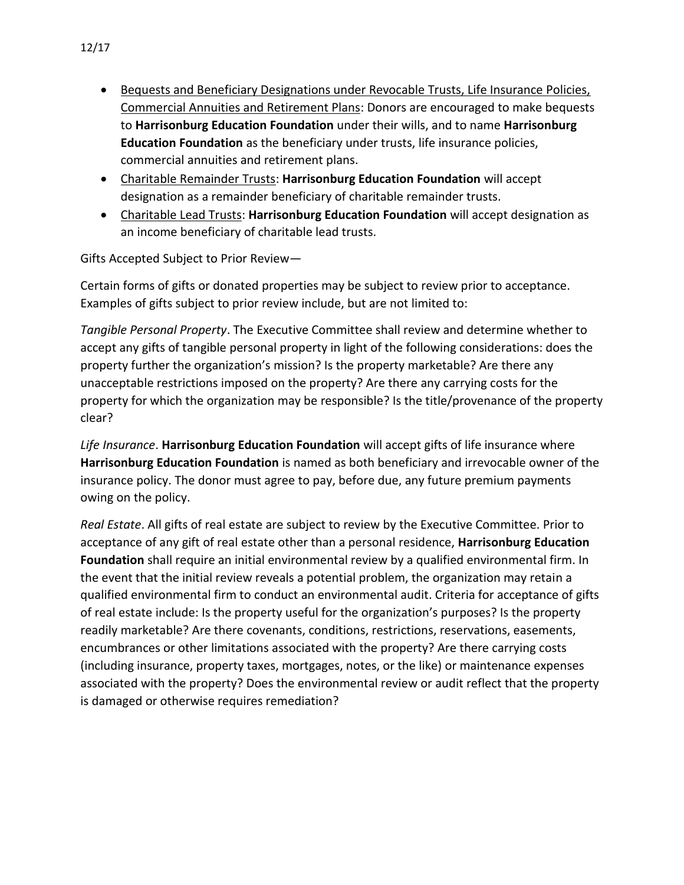- Bequests and Beneficiary Designations under Revocable Trusts, Life Insurance Policies, Commercial Annuities and Retirement Plans: Donors are encouraged to make bequests to **Harrisonburg Education Foundation** under their wills, and to name **Harrisonburg Education Foundation** as the beneficiary under trusts, life insurance policies, commercial annuities and retirement plans.
- Charitable Remainder Trusts: **Harrisonburg Education Foundation** will accept designation as a remainder beneficiary of charitable remainder trusts.
- Charitable Lead Trusts: **Harrisonburg Education Foundation** will accept designation as an income beneficiary of charitable lead trusts.

Gifts Accepted Subject to Prior Review—

Certain forms of gifts or donated properties may be subject to review prior to acceptance. Examples of gifts subject to prior review include, but are not limited to:

*Tangible Personal Property*. The Executive Committee shall review and determine whether to accept any gifts of tangible personal property in light of the following considerations: does the property further the organization's mission? Is the property marketable? Are there any unacceptable restrictions imposed on the property? Are there any carrying costs for the property for which the organization may be responsible? Is the title/provenance of the property clear?

*Life Insurance*. **Harrisonburg Education Foundation** will accept gifts of life insurance where **Harrisonburg Education Foundation** is named as both beneficiary and irrevocable owner of the insurance policy. The donor must agree to pay, before due, any future premium payments owing on the policy.

*Real Estate*. All gifts of real estate are subject to review by the Executive Committee. Prior to acceptance of any gift of real estate other than a personal residence, **Harrisonburg Education Foundation** shall require an initial environmental review by a qualified environmental firm. In the event that the initial review reveals a potential problem, the organization may retain a qualified environmental firm to conduct an environmental audit. Criteria for acceptance of gifts of real estate include: Is the property useful for the organization's purposes? Is the property readily marketable? Are there covenants, conditions, restrictions, reservations, easements, encumbrances or other limitations associated with the property? Are there carrying costs (including insurance, property taxes, mortgages, notes, or the like) or maintenance expenses associated with the property? Does the environmental review or audit reflect that the property is damaged or otherwise requires remediation?